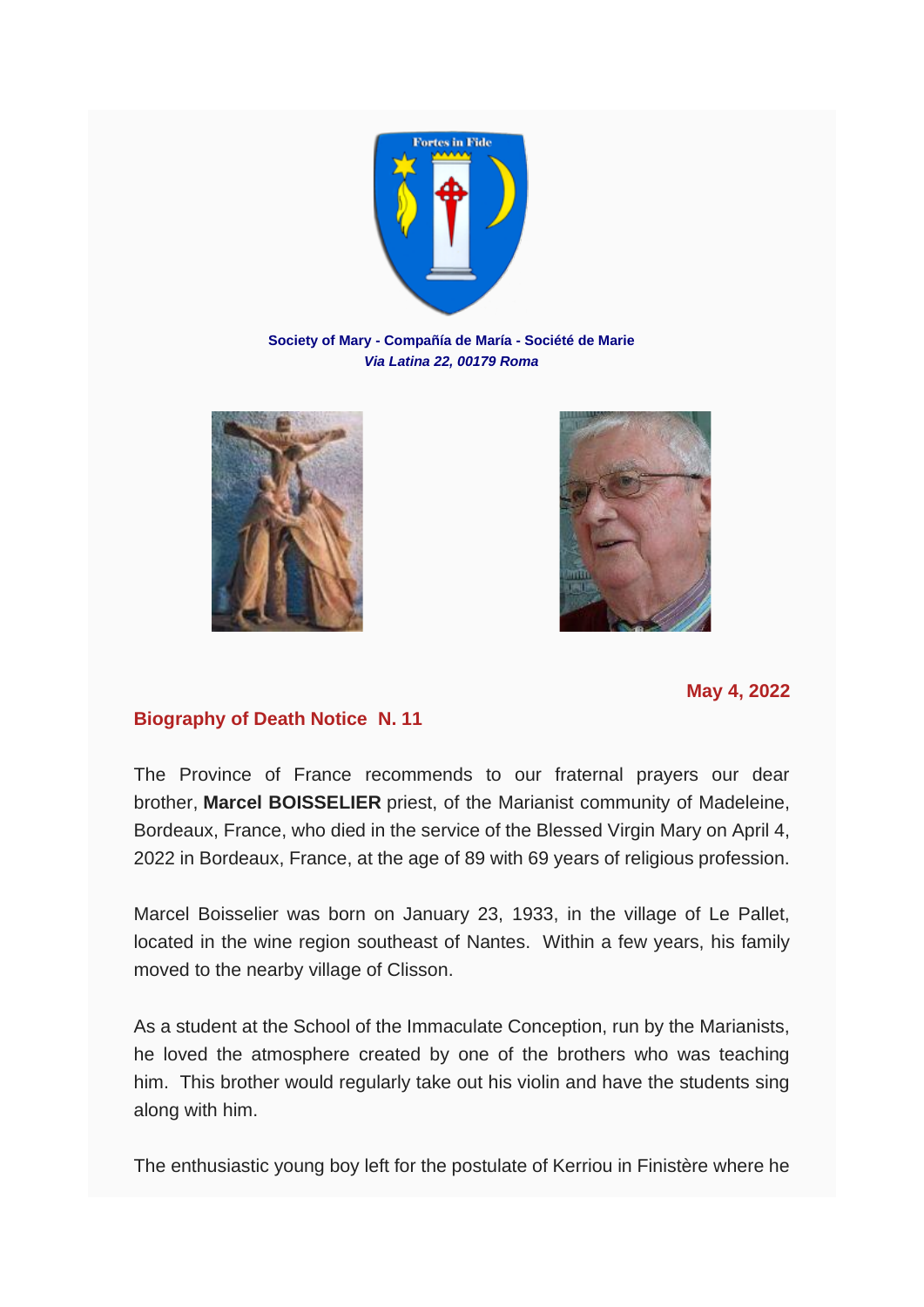Fortes in Fide

**Society of Mary - Compañía de María - Société de Marie**
***Via Latina 22, 00179 Roma***

**May 4, 2022**

## Biography of Death Notice N. 11

The Province of France recommends to our fraternal prayers our dear brother, **Marcel BOISSELIER** priest, of the Marianist community of Madeleine, Bordeaux, France, who died in the service of the Blessed Virgin Mary on April 4, 2022 in Bordeaux, France, at the age of 89 with 69 years of religious profession.

Marcel Boisselier was born on January 23, 1933, in the village of Le Pallet, located in the wine region southeast of Nantes. Within a few years, his family moved to the nearby village of Clisson.

As a student at the School of the Immaculate Conception, run by the Marianists, he loved the atmosphere created by one of the brothers who was teaching him. This brother would regularly take out his violin and have the students sing along with him.

The enthusiastic young boy left for the postulate of Kerriou in Finistère where he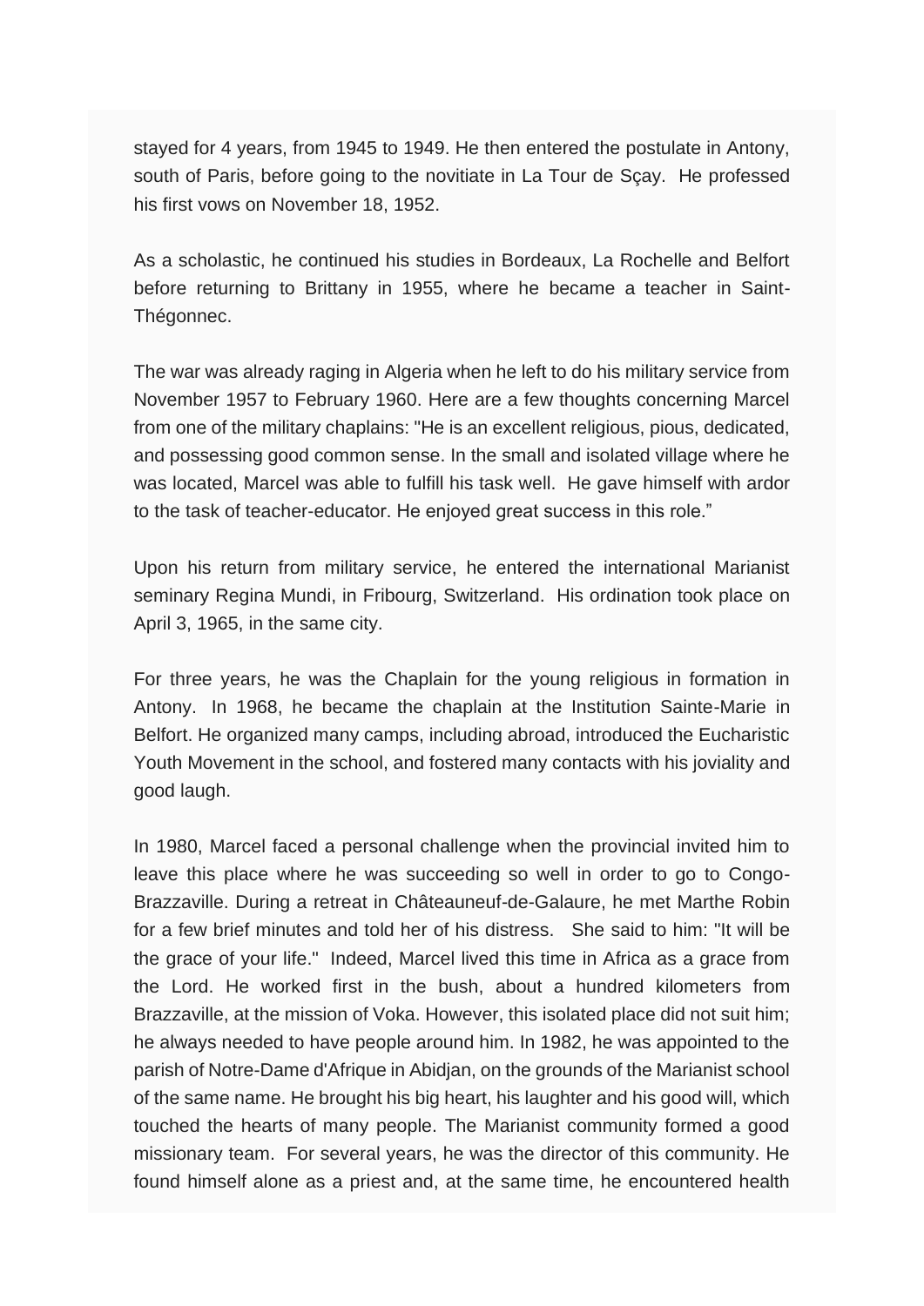stayed for 4 years, from 1945 to 1949. He then entered the postulate in Antony, south of Paris, before going to the novitiate in La Tour de Sçay. He professed his first vows on November 18, 1952.

As a scholastic, he continued his studies in Bordeaux, La Rochelle and Belfort before returning to Brittany in 1955, where he became a teacher in Saint-Thégonnec.

The war was already raging in Algeria when he left to do his military service from November 1957 to February 1960. Here are a few thoughts concerning Marcel from one of the military chaplains: "He is an excellent religious, pious, dedicated, and possessing good common sense. In the small and isolated village where he was located, Marcel was able to fulfill his task well. He gave himself with ardor to the task of teacher-educator. He enjoyed great success in this role."

Upon his return from military service, he entered the international Marianist seminary Regina Mundi, in Fribourg, Switzerland. His ordination took place on April 3, 1965, in the same city.

For three years, he was the Chaplain for the young religious in formation in Antony. In 1968, he became the chaplain at the Institution Sainte-Marie in Belfort. He organized many camps, including abroad, introduced the Eucharistic Youth Movement in the school, and fostered many contacts with his joviality and good laugh.

In 1980, Marcel faced a personal challenge when the provincial invited him to leave this place where he was succeeding so well in order to go to Congo-Brazzaville. During a retreat in Châteauneuf-de-Galaure, he met Marthe Robin for a few brief minutes and told her of his distress. She said to him: "It will be the grace of your life." Indeed, Marcel lived this time in Africa as a grace from the Lord. He worked first in the bush, about a hundred kilometers from Brazzaville, at the mission of Voka. However, this isolated place did not suit him; he always needed to have people around him. In 1982, he was appointed to the parish of Notre-Dame d'Afrique in Abidjan, on the grounds of the Marianist school of the same name. He brought his big heart, his laughter and his good will, which touched the hearts of many people. The Marianist community formed a good missionary team. For several years, he was the director of this community. He found himself alone as a priest and, at the same time, he encountered health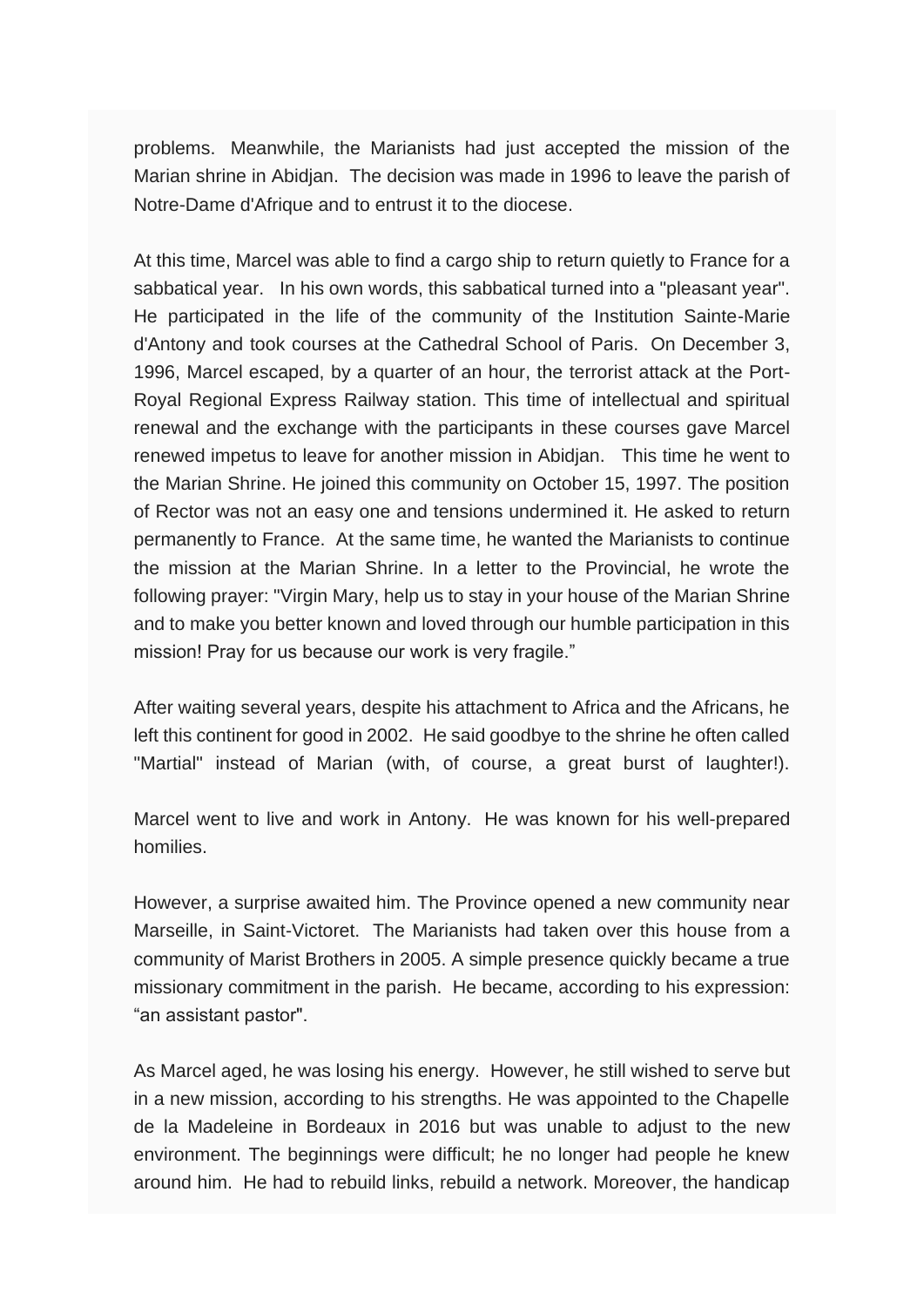problems. Meanwhile, the Marianists had just accepted the mission of the Marian shrine in Abidjan. The decision was made in 1996 to leave the parish of Notre-Dame d'Afrique and to entrust it to the diocese.

At this time, Marcel was able to find a cargo ship to return quietly to France for a sabbatical year. In his own words, this sabbatical turned into a "pleasant year". He participated in the life of the community of the Institution Sainte-Marie d'Antony and took courses at the Cathedral School of Paris. On December 3, 1996, Marcel escaped, by a quarter of an hour, the terrorist attack at the Port-Royal Regional Express Railway station. This time of intellectual and spiritual renewal and the exchange with the participants in these courses gave Marcel renewed impetus to leave for another mission in Abidjan. This time he went to the Marian Shrine. He joined this community on October 15, 1997. The position of Rector was not an easy one and tensions undermined it. He asked to return permanently to France. At the same time, he wanted the Marianists to continue the mission at the Marian Shrine. In a letter to the Provincial, he wrote the following prayer: "Virgin Mary, help us to stay in your house of the Marian Shrine and to make you better known and loved through our humble participation in this mission! Pray for us because our work is very fragile."

After waiting several years, despite his attachment to Africa and the Africans, he left this continent for good in 2002. He said goodbye to the shrine he often called "Martial" instead of Marian (with, of course, a great burst of laughter!).

Marcel went to live and work in Antony. He was known for his well-prepared homilies.

However, a surprise awaited him. The Province opened a new community near Marseille, in Saint-Victoret. The Marianists had taken over this house from a community of Marist Brothers in 2005. A simple presence quickly became a true missionary commitment in the parish. He became, according to his expression: "an assistant pastor".

As Marcel aged, he was losing his energy. However, he still wished to serve but in a new mission, according to his strengths. He was appointed to the Chapelle de la Madeleine in Bordeaux in 2016 but was unable to adjust to the new environment. The beginnings were difficult; he no longer had people he knew around him. He had to rebuild links, rebuild a network. Moreover, the handicap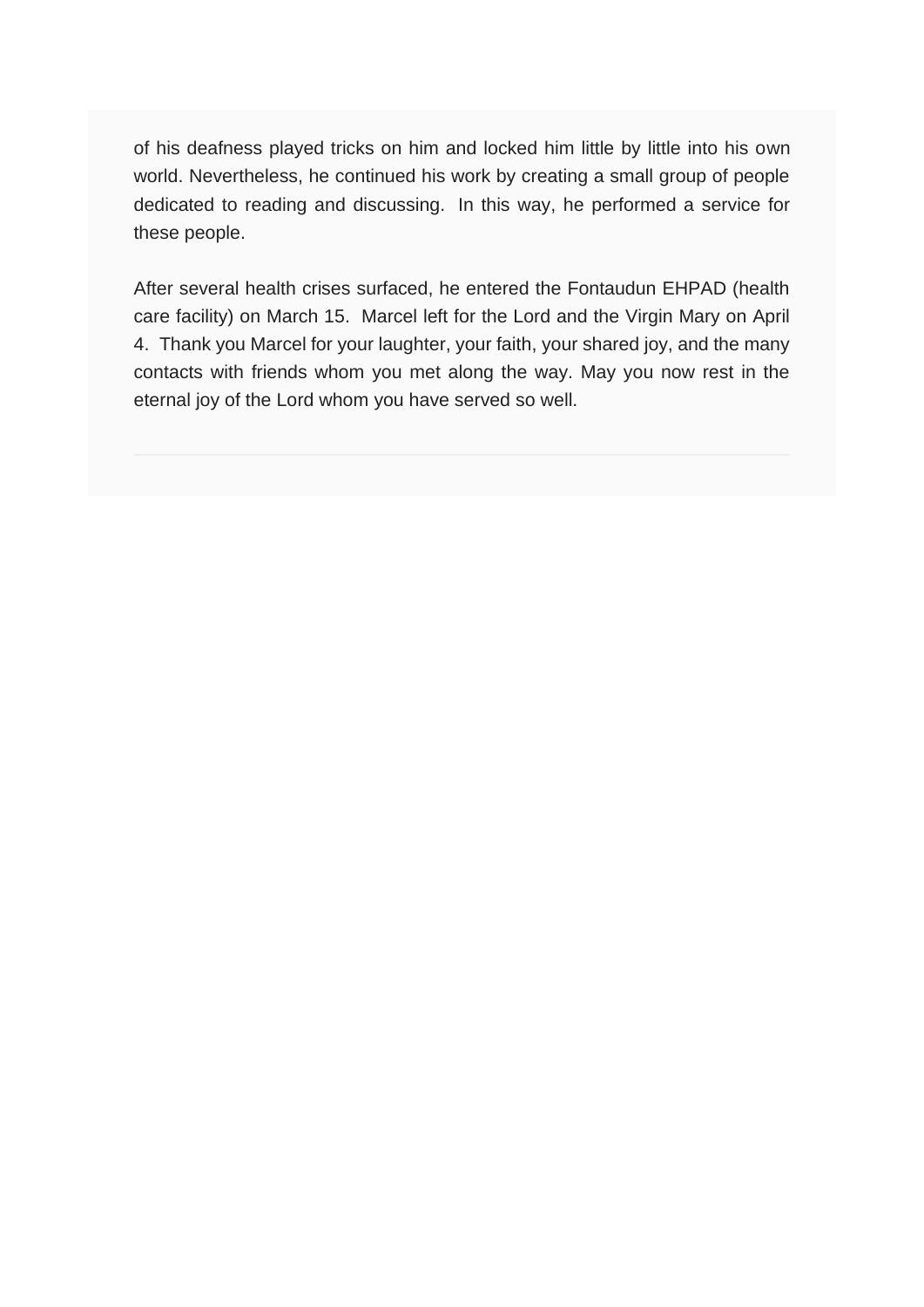of his deafness played tricks on him and locked him little by little into his own world. Nevertheless, he continued his work by creating a small group of people dedicated to reading and discussing.  In this way, he performed a service for these people.

After several health crises surfaced, he entered the Fontaudun EHPAD (health care facility) on March 15.  Marcel left for the Lord and the Virgin Mary on April 4.  Thank you Marcel for your laughter, your faith, your shared joy, and the many contacts with friends whom you met along the way. May you now rest in the eternal joy of the Lord whom you have served so well.

---